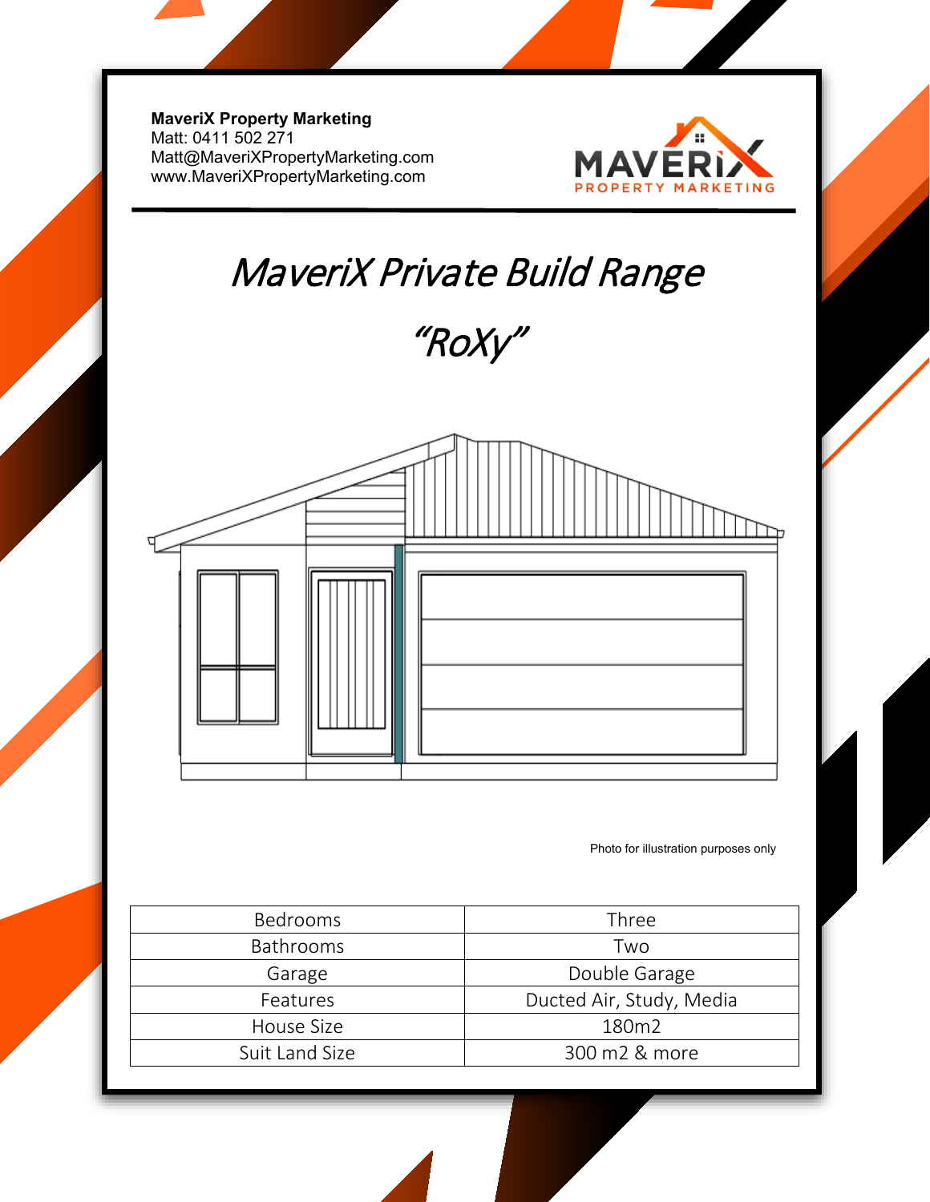**MaveriX Property Marketing**
Matt: 0411 502 271
Matt@MaveriXPropertyMarketing.com
www.MaveriXPropertyMarketing.com

MAVERIX PROPERTY MARKETING

# *MaveriX Private Build Range*

## *"RoXy"*

Photo for illustration purposes only

| Bedrooms | Three |
|---|---|
| Bathrooms | Two |
| Garage | Double Garage |
| Features | Ducted Air, Study, Media |
| House Size | 180m2 |
| Suit Land Size | 300 m2 & more |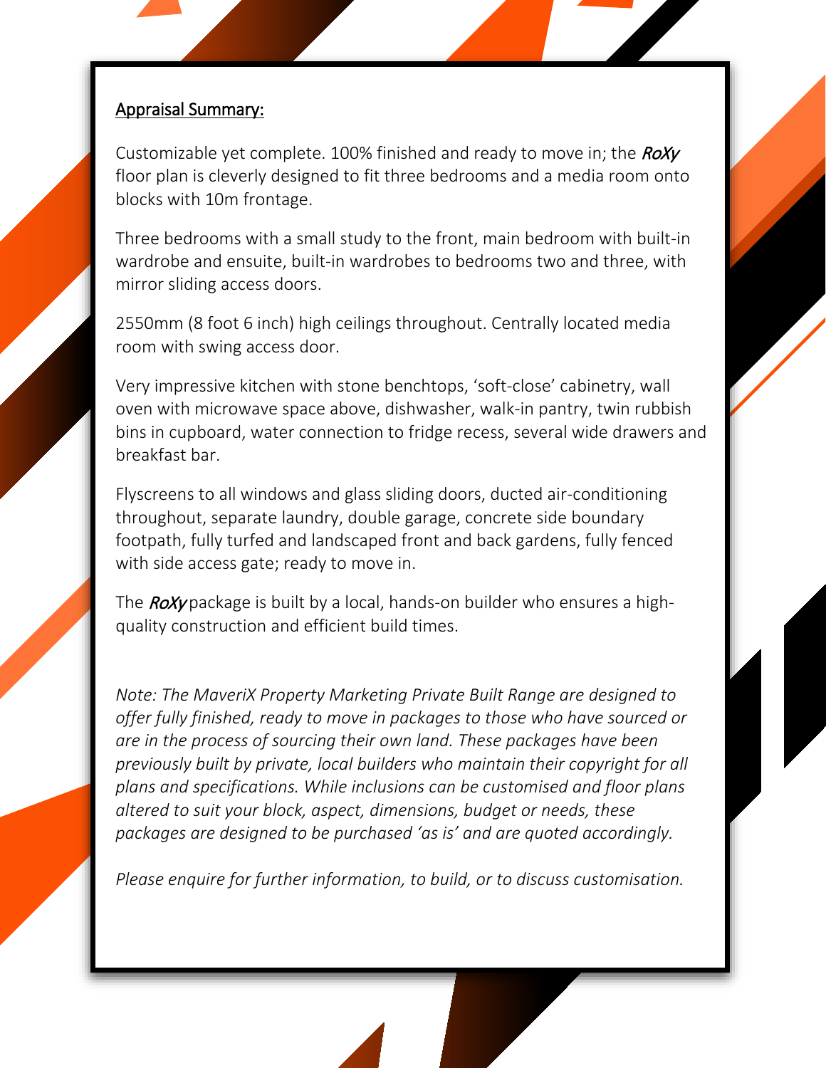## Appraisal Summary:

Customizable yet complete. 100% finished and ready to move in; the ***RoXy*** floor plan is cleverly designed to fit three bedrooms and a media room onto blocks with 10m frontage.

Three bedrooms with a small study to the front, main bedroom with built-in wardrobe and ensuite, built-in wardrobes to bedrooms two and three, with mirror sliding access doors.

2550mm (8 foot 6 inch) high ceilings throughout. Centrally located media room with swing access door.

Very impressive kitchen with stone benchtops, 'soft-close' cabinetry, wall oven with microwave space above, dishwasher, walk-in pantry, twin rubbish bins in cupboard, water connection to fridge recess, several wide drawers and breakfast bar.

Flyscreens to all windows and glass sliding doors, ducted air-conditioning throughout, separate laundry, double garage, concrete side boundary footpath, fully turfed and landscaped front and back gardens, fully fenced with side access gate; ready to move in.

The ***RoXy*** package is built by a local, hands-on builder who ensures a high-quality construction and efficient build times.

*Note: The MaveriX Property Marketing Private Built Range are designed to offer fully finished, ready to move in packages to those who have sourced or are in the process of sourcing their own land. These packages have been previously built by private, local builders who maintain their copyright for all plans and specifications. While inclusions can be customised and floor plans altered to suit your block, aspect, dimensions, budget or needs, these packages are designed to be purchased 'as is' and are quoted accordingly.*

*Please enquire for further information, to build, or to discuss customisation.*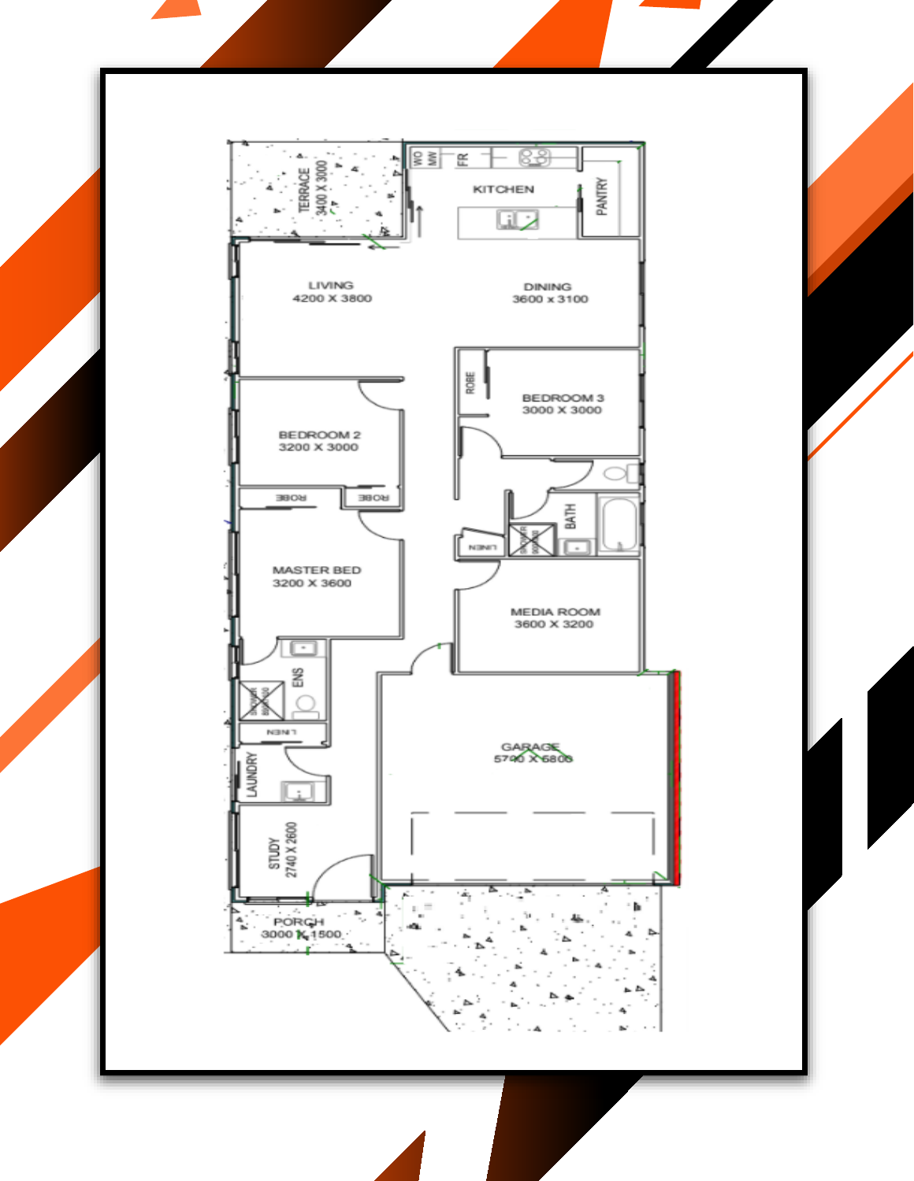TERRACE
3400 X 3000

WO
MW
FR

KITCHEN

PANTRY

LIVING
4200 X 3800

DINING
3600 x 3100

ROBE

BEDROOM 3
3000 X 3000

BEDROOM 2
3200 X 3000

ROBE

ROBE

BATH

LINEN

MASTER BED
3200 X 3600

MEDIA ROOM
3600 X 3200

ENS

LINEN

GARAGE
5700 X 6800

LAUNDRY

STUDY
2740 X 2600

PORCH
3000 X 1500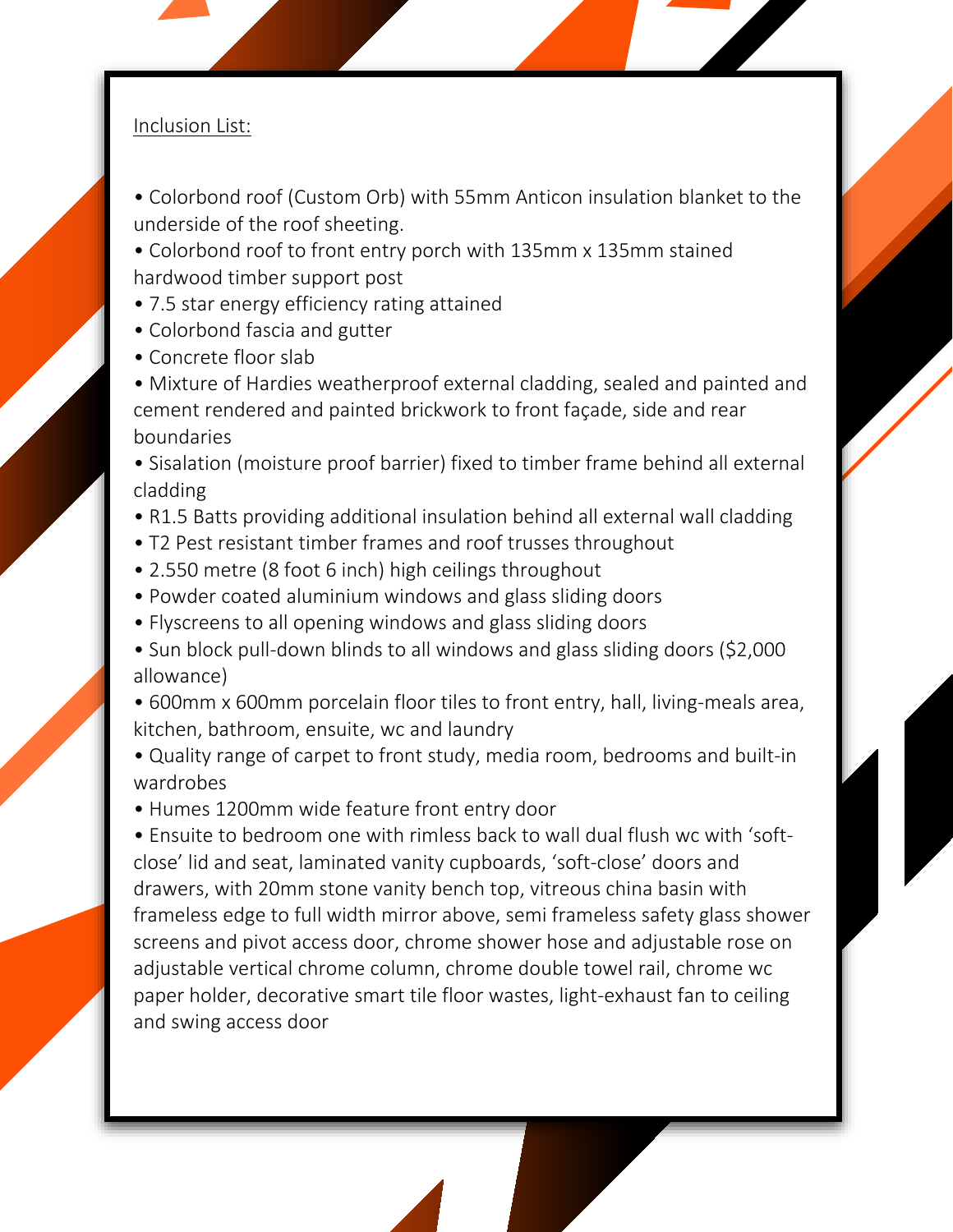Inclusion List:

- Colorbond roof (Custom Orb) with 55mm Anticon insulation blanket to the underside of the roof sheeting.
- Colorbond roof to front entry porch with 135mm x 135mm stained hardwood timber support post
- 7.5 star energy efficiency rating attained
- Colorbond fascia and gutter
- Concrete floor slab
- Mixture of Hardies weatherproof external cladding, sealed and painted and cement rendered and painted brickwork to front façade, side and rear boundaries
- Sisalation (moisture proof barrier) fixed to timber frame behind all external cladding
- R1.5 Batts providing additional insulation behind all external wall cladding
- T2 Pest resistant timber frames and roof trusses throughout
- 2.550 metre (8 foot 6 inch) high ceilings throughout
- Powder coated aluminium windows and glass sliding doors
- Flyscreens to all opening windows and glass sliding doors
- Sun block pull-down blinds to all windows and glass sliding doors ($2,000 allowance)
- 600mm x 600mm porcelain floor tiles to front entry, hall, living-meals area, kitchen, bathroom, ensuite, wc and laundry
- Quality range of carpet to front study, media room, bedrooms and built-in wardrobes
- Humes 1200mm wide feature front entry door
- Ensuite to bedroom one with rimless back to wall dual flush wc with 'soft-close' lid and seat, laminated vanity cupboards, 'soft-close' doors and drawers, with 20mm stone vanity bench top, vitreous china basin with frameless edge to full width mirror above, semi frameless safety glass shower screens and pivot access door, chrome shower hose and adjustable rose on adjustable vertical chrome column, chrome double towel rail, chrome wc paper holder, decorative smart tile floor wastes, light-exhaust fan to ceiling and swing access door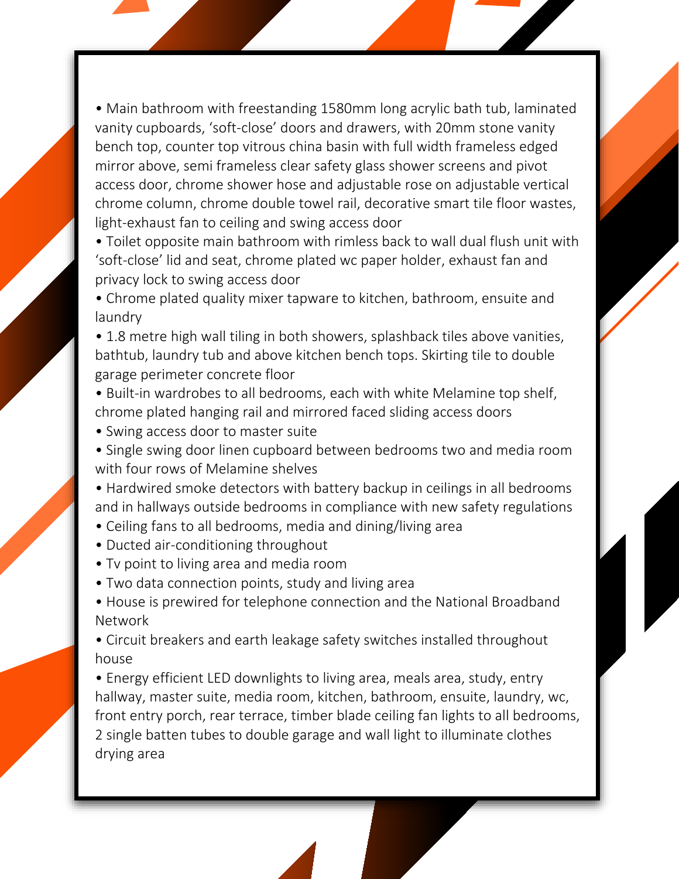- Main bathroom with freestanding 1580mm long acrylic bath tub, laminated vanity cupboards, 'soft-close' doors and drawers, with 20mm stone vanity bench top, counter top vitrous china basin with full width frameless edged mirror above, semi frameless clear safety glass shower screens and pivot access door, chrome shower hose and adjustable rose on adjustable vertical chrome column, chrome double towel rail, decorative smart tile floor wastes, light-exhaust fan to ceiling and swing access door
- Toilet opposite main bathroom with rimless back to wall dual flush unit with 'soft-close' lid and seat, chrome plated wc paper holder, exhaust fan and privacy lock to swing access door
- Chrome plated quality mixer tapware to kitchen, bathroom, ensuite and laundry
- 1.8 metre high wall tiling in both showers, splashback tiles above vanities, bathtub, laundry tub and above kitchen bench tops. Skirting tile to double garage perimeter concrete floor
- Built-in wardrobes to all bedrooms, each with white Melamine top shelf, chrome plated hanging rail and mirrored faced sliding access doors
- Swing access door to master suite
- Single swing door linen cupboard between bedrooms two and media room with four rows of Melamine shelves
- Hardwired smoke detectors with battery backup in ceilings in all bedrooms and in hallways outside bedrooms in compliance with new safety regulations
- Ceiling fans to all bedrooms, media and dining/living area
- Ducted air-conditioning throughout
- Tv point to living area and media room
- Two data connection points, study and living area
- House is prewired for telephone connection and the National Broadband Network
- Circuit breakers and earth leakage safety switches installed throughout house
- Energy efficient LED downlights to living area, meals area, study, entry hallway, master suite, media room, kitchen, bathroom, ensuite, laundry, wc, front entry porch, rear terrace, timber blade ceiling fan lights to all bedrooms, 2 single batten tubes to double garage and wall light to illuminate clothes drying area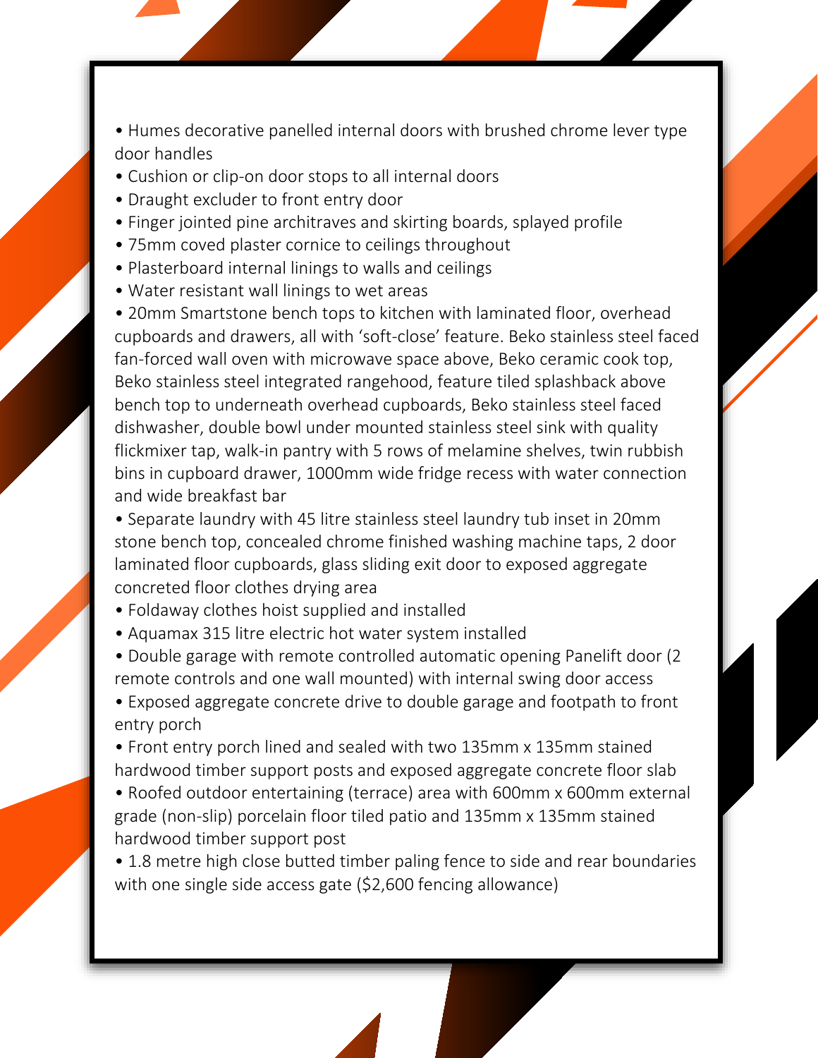- Humes decorative panelled internal doors with brushed chrome lever type door handles
- Cushion or clip-on door stops to all internal doors
- Draught excluder to front entry door
- Finger jointed pine architraves and skirting boards, splayed profile
- 75mm coved plaster cornice to ceilings throughout
- Plasterboard internal linings to walls and ceilings
- Water resistant wall linings to wet areas
- 20mm Smartstone bench tops to kitchen with laminated floor, overhead cupboards and drawers, all with 'soft-close' feature. Beko stainless steel faced fan-forced wall oven with microwave space above, Beko ceramic cook top, Beko stainless steel integrated rangehood, feature tiled splashback above bench top to underneath overhead cupboards, Beko stainless steel faced dishwasher, double bowl under mounted stainless steel sink with quality flickmixer tap, walk-in pantry with 5 rows of melamine shelves, twin rubbish bins in cupboard drawer, 1000mm wide fridge recess with water connection and wide breakfast bar
- Separate laundry with 45 litre stainless steel laundry tub inset in 20mm stone bench top, concealed chrome finished washing machine taps, 2 door laminated floor cupboards, glass sliding exit door to exposed aggregate concreted floor clothes drying area
- Foldaway clothes hoist supplied and installed
- Aquamax 315 litre electric hot water system installed
- Double garage with remote controlled automatic opening Panelift door (2 remote controls and one wall mounted) with internal swing door access
- Exposed aggregate concrete drive to double garage and footpath to front entry porch
- Front entry porch lined and sealed with two 135mm x 135mm stained hardwood timber support posts and exposed aggregate concrete floor slab
- Roofed outdoor entertaining (terrace) area with 600mm x 600mm external grade (non-slip) porcelain floor tiled patio and 135mm x 135mm stained hardwood timber support post
- 1.8 metre high close butted timber paling fence to side and rear boundaries with one single side access gate ($2,600 fencing allowance)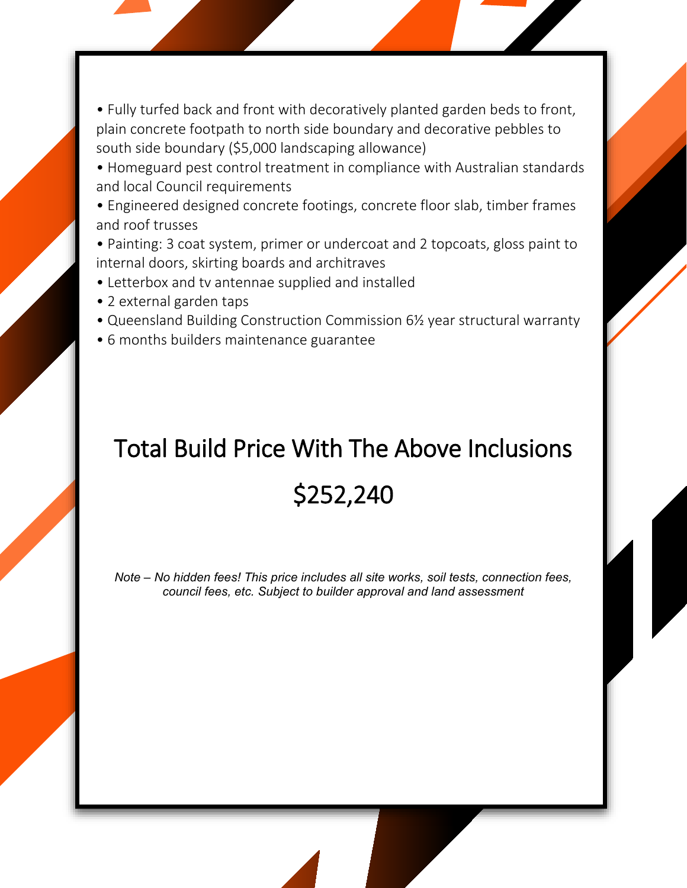- Fully turfed back and front with decoratively planted garden beds to front, plain concrete footpath to north side boundary and decorative pebbles to south side boundary ($5,000 landscaping allowance)
- Homeguard pest control treatment in compliance with Australian standards and local Council requirements
- Engineered designed concrete footings, concrete floor slab, timber frames and roof trusses
- Painting: 3 coat system, primer or undercoat and 2 topcoats, gloss paint to internal doors, skirting boards and architraves
- Letterbox and tv antennae supplied and installed
- 2 external garden taps
- Queensland Building Construction Commission 6½ year structural warranty
- 6 months builders maintenance guarantee

## Total Build Price With The Above Inclusions

## $252,240

*Note – No hidden fees! This price includes all site works, soil tests, connection fees, council fees, etc. Subject to builder approval and land assessment*